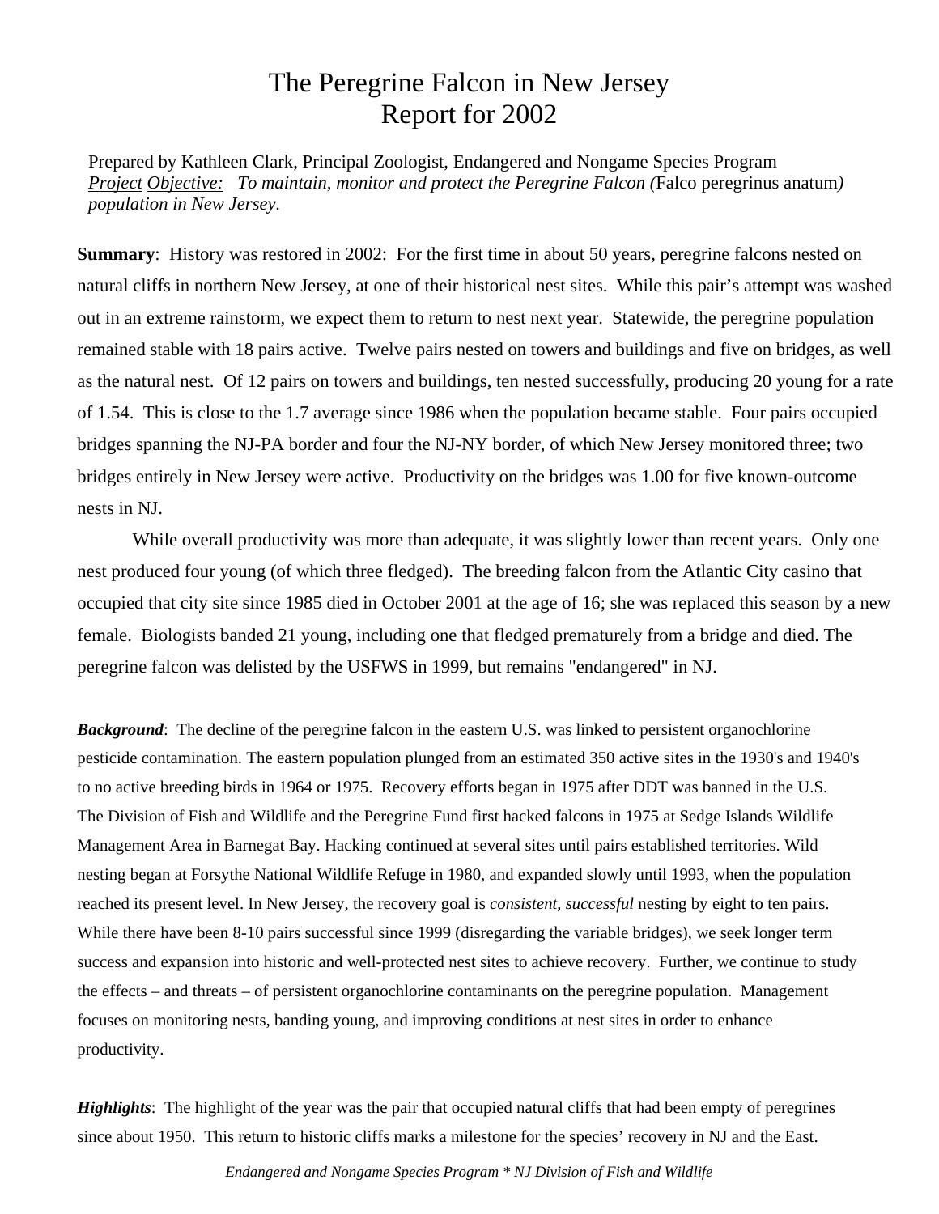# The Peregrine Falcon in New Jersey
# Report for 2002

Prepared by Kathleen Clark, Principal Zoologist, Endangered and Nongame Species Program
*Project Objective: To maintain, monitor and protect the Peregrine Falcon (*Falco peregrinus anatum*) population in New Jersey.*

**Summary**: History was restored in 2002: For the first time in about 50 years, peregrine falcons nested on natural cliffs in northern New Jersey, at one of their historical nest sites. While this pair's attempt was washed out in an extreme rainstorm, we expect them to return to nest next year. Statewide, the peregrine population remained stable with 18 pairs active. Twelve pairs nested on towers and buildings and five on bridges, as well as the natural nest. Of 12 pairs on towers and buildings, ten nested successfully, producing 20 young for a rate of 1.54. This is close to the 1.7 average since 1986 when the population became stable. Four pairs occupied bridges spanning the NJ-PA border and four the NJ-NY border, of which New Jersey monitored three; two bridges entirely in New Jersey were active. Productivity on the bridges was 1.00 for five known-outcome nests in NJ.

While overall productivity was more than adequate, it was slightly lower than recent years. Only one nest produced four young (of which three fledged). The breeding falcon from the Atlantic City casino that occupied that city site since 1985 died in October 2001 at the age of 16; she was replaced this season by a new female. Biologists banded 21 young, including one that fledged prematurely from a bridge and died. The peregrine falcon was delisted by the USFWS in 1999, but remains "endangered" in NJ.

***Background***: The decline of the peregrine falcon in the eastern U.S. was linked to persistent organochlorine pesticide contamination. The eastern population plunged from an estimated 350 active sites in the 1930's and 1940's to no active breeding birds in 1964 or 1975. Recovery efforts began in 1975 after DDT was banned in the U.S. The Division of Fish and Wildlife and the Peregrine Fund first hacked falcons in 1975 at Sedge Islands Wildlife Management Area in Barnegat Bay. Hacking continued at several sites until pairs established territories. Wild nesting began at Forsythe National Wildlife Refuge in 1980, and expanded slowly until 1993, when the population reached its present level. In New Jersey, the recovery goal is *consistent, successful* nesting by eight to ten pairs. While there have been 8-10 pairs successful since 1999 (disregarding the variable bridges), we seek longer term success and expansion into historic and well-protected nest sites to achieve recovery. Further, we continue to study the effects – and threats – of persistent organochlorine contaminants on the peregrine population. Management focuses on monitoring nests, banding young, and improving conditions at nest sites in order to enhance productivity.

***Highlights***: The highlight of the year was the pair that occupied natural cliffs that had been empty of peregrines since about 1950. This return to historic cliffs marks a milestone for the species' recovery in NJ and the East.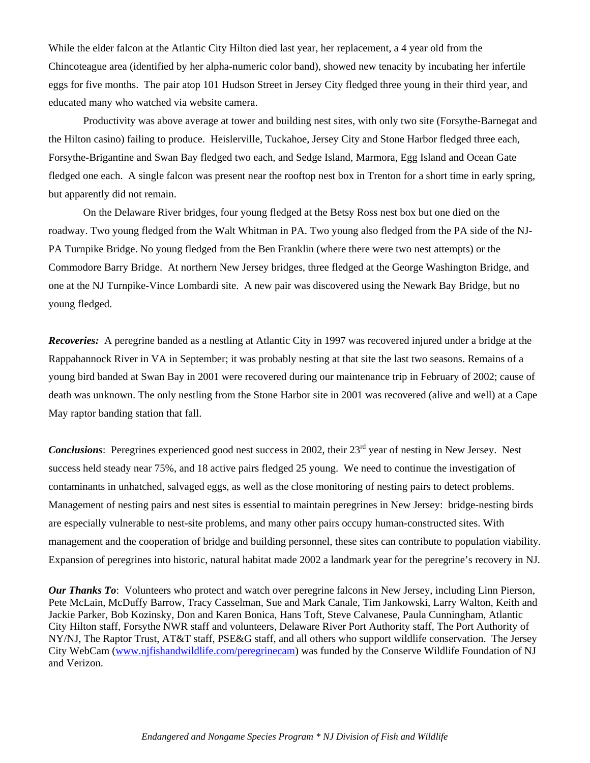While the elder falcon at the Atlantic City Hilton died last year, her replacement, a 4 year old from the Chincoteague area (identified by her alpha-numeric color band), showed new tenacity by incubating her infertile eggs for five months. The pair atop 101 Hudson Street in Jersey City fledged three young in their third year, and educated many who watched via website camera.

Productivity was above average at tower and building nest sites, with only two site (Forsythe-Barnegat and the Hilton casino) failing to produce. Heislerville, Tuckahoe, Jersey City and Stone Harbor fledged three each, Forsythe-Brigantine and Swan Bay fledged two each, and Sedge Island, Marmora, Egg Island and Ocean Gate fledged one each. A single falcon was present near the rooftop nest box in Trenton for a short time in early spring, but apparently did not remain.

On the Delaware River bridges, four young fledged at the Betsy Ross nest box but one died on the roadway. Two young fledged from the Walt Whitman in PA. Two young also fledged from the PA side of the NJ-PA Turnpike Bridge. No young fledged from the Ben Franklin (where there were two nest attempts) or the Commodore Barry Bridge. At northern New Jersey bridges, three fledged at the George Washington Bridge, and one at the NJ Turnpike-Vince Lombardi site. A new pair was discovered using the Newark Bay Bridge, but no young fledged.

***Recoveries:*** A peregrine banded as a nestling at Atlantic City in 1997 was recovered injured under a bridge at the Rappahannock River in VA in September; it was probably nesting at that site the last two seasons. Remains of a young bird banded at Swan Bay in 2001 were recovered during our maintenance trip in February of 2002; cause of death was unknown. The only nestling from the Stone Harbor site in 2001 was recovered (alive and well) at a Cape May raptor banding station that fall.

***Conclusions***: Peregrines experienced good nest success in 2002, their 23rd year of nesting in New Jersey. Nest success held steady near 75%, and 18 active pairs fledged 25 young. We need to continue the investigation of contaminants in unhatched, salvaged eggs, as well as the close monitoring of nesting pairs to detect problems. Management of nesting pairs and nest sites is essential to maintain peregrines in New Jersey: bridge-nesting birds are especially vulnerable to nest-site problems, and many other pairs occupy human-constructed sites. With management and the cooperation of bridge and building personnel, these sites can contribute to population viability. Expansion of peregrines into historic, natural habitat made 2002 a landmark year for the peregrine's recovery in NJ.

***Our Thanks To***: Volunteers who protect and watch over peregrine falcons in New Jersey, including Linn Pierson, Pete McLain, McDuffy Barrow, Tracy Casselman, Sue and Mark Canale, Tim Jankowski, Larry Walton, Keith and Jackie Parker, Bob Kozinsky, Don and Karen Bonica, Hans Toft, Steve Calvanese, Paula Cunningham, Atlantic City Hilton staff, Forsythe NWR staff and volunteers, Delaware River Port Authority staff, The Port Authority of NY/NJ, The Raptor Trust, AT&T staff, PSE&G staff, and all others who support wildlife conservation. The Jersey City WebCam (www.njfishandwildlife.com/peregrinecam) was funded by the Conserve Wildlife Foundation of NJ and Verizon.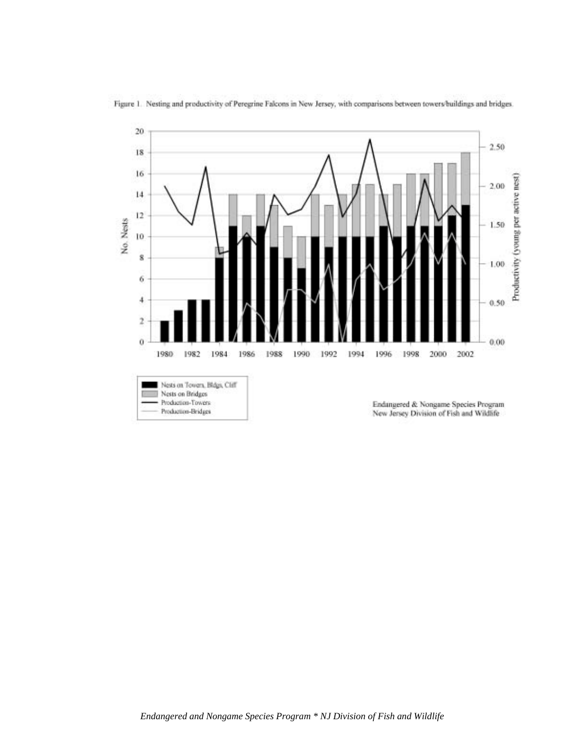Figure 1. Nesting and productivity of Peregrine Falcons in New Jersey, with comparisons between towers/buildings and bridges.

No. Nests

0
2
4
6
8
10
12
14
16
18
20

Productivity (young per active nest)

0.00
0.50
1.00
1.50
2.00
2.50

1980 1982 1984 1986 1988 1990 1992 1994 1996 1998 2000 2002

Nests on Towers, Bldgs, Cliff
Nests on Bridges
Production-Towers
Production-Bridges

Endangered & Nongame Species Program
New Jersey Division of Fish and Wildlife